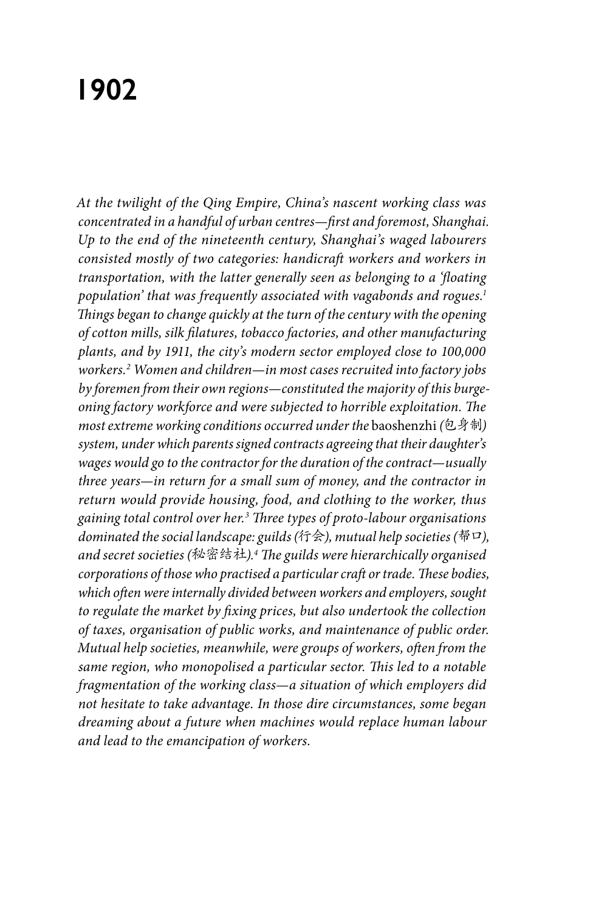# 1902

*At the twilight of the Qing Empire, China's nascent working class was concentrated in a handful of urban centres—first and foremost, Shanghai. Up to the end of the nineteenth century, Shanghai's waged labourers consisted mostly of two categories: handicraft workers and workers in transportation, with the latter generally seen as belonging to a 'floating population' that was frequently associated with vagabonds and rogues.*[1] *Things began to change quickly at the turn of the century with the opening of cotton mills, silk filatures, tobacco factories, and other manufacturing plants, and by 1911, the city's modern sector employed close to 100,000 workers.*[2] *Women and children—in most cases recruited into factory jobs by foremen from their own regions—constituted the majority of this burgeoning factory workforce and were subjected to horrible exploitation. The most extreme working conditions occurred under the* baoshenzhi *(包身制) system, under which parents signed contracts agreeing that their daughter's wages would go to the contractor for the duration of the contract—usually three years—in return for a small sum of money, and the contractor in return would provide housing, food, and clothing to the worker, thus gaining total control over her.*[3] *Three types of proto-labour organisations dominated the social landscape: guilds (行会), mutual help societies (帮口), and secret societies (秘密结社).*[4] *The guilds were hierarchically organised corporations of those who practised a particular craft or trade. These bodies, which often were internally divided between workers and employers, sought to regulate the market by fixing prices, but also undertook the collection of taxes, organisation of public works, and maintenance of public order. Mutual help societies, meanwhile, were groups of workers, often from the same region, who monopolised a particular sector. This led to a notable fragmentation of the working class—a situation of which employers did not hesitate to take advantage. In those dire circumstances, some began dreaming about a future when machines would replace human labour and lead to the emancipation of workers.*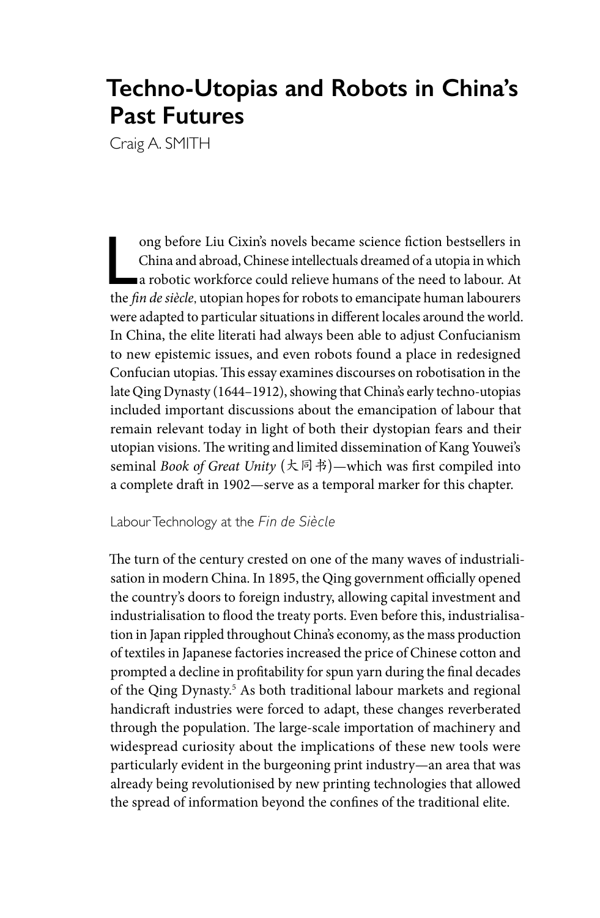# Techno-Utopias and Robots in China's Past Futures

Craig A. SMITH

Long before Liu Cixin's novels became science fiction bestsellers in China and abroad, Chinese intellectuals dreamed of a utopia in which a robotic workforce could relieve humans of the need to labour. At the *fin de siècle*, utopian hopes for robots to emancipate human labourers were adapted to particular situations in different locales around the world. In China, the elite literati had always been able to adjust Confucianism to new epistemic issues, and even robots found a place in redesigned Confucian utopias. This essay examines discourses on robotisation in the late Qing Dynasty (1644–1912), showing that China's early techno-utopias included important discussions about the emancipation of labour that remain relevant today in light of both their dystopian fears and their utopian visions. The writing and limited dissemination of Kang Youwei's seminal *Book of Great Unity* (大同书)—which was first compiled into a complete draft in 1902—serve as a temporal marker for this chapter.

## Labour Technology at the *Fin de Siècle*

The turn of the century crested on one of the many waves of industrialisation in modern China. In 1895, the Qing government officially opened the country's doors to foreign industry, allowing capital investment and industrialisation to flood the treaty ports. Even before this, industrialisation in Japan rippled throughout China's economy, as the mass production of textiles in Japanese factories increased the price of Chinese cotton and prompted a decline in profitability for spun yarn during the final decades of the Qing Dynasty.[5] As both traditional labour markets and regional handicraft industries were forced to adapt, these changes reverberated through the population. The large-scale importation of machinery and widespread curiosity about the implications of these new tools were particularly evident in the burgeoning print industry—an area that was already being revolutionised by new printing technologies that allowed the spread of information beyond the confines of the traditional elite.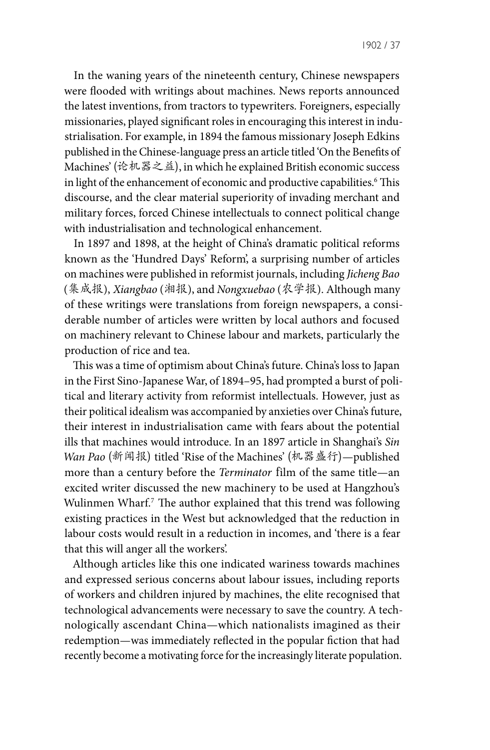In the waning years of the nineteenth century, Chinese newspapers were flooded with writings about machines. News reports announced the latest inventions, from tractors to typewriters. Foreigners, especially missionaries, played significant roles in encouraging this interest in industrialisation. For example, in 1894 the famous missionary Joseph Edkins published in the Chinese-language press an article titled 'On the Benefits of Machines' (论机器之益), in which he explained British economic success in light of the enhancement of economic and productive capabilities.[6] This discourse, and the clear material superiority of invading merchant and military forces, forced Chinese intellectuals to connect political change with industrialisation and technological enhancement.

In 1897 and 1898, at the height of China's dramatic political reforms known as the 'Hundred Days' Reform', a surprising number of articles on machines were published in reformist journals, including *Jicheng Bao* (集成报), *Xiangbao* (湘报), and *Nongxuebao* (农学报). Although many of these writings were translations from foreign newspapers, a considerable number of articles were written by local authors and focused on machinery relevant to Chinese labour and markets, particularly the production of rice and tea.

This was a time of optimism about China's future. China's loss to Japan in the First Sino-Japanese War, of 1894–95, had prompted a burst of political and literary activity from reformist intellectuals. However, just as their political idealism was accompanied by anxieties over China's future, their interest in industrialisation came with fears about the potential ills that machines would introduce. In an 1897 article in Shanghai's *Sin Wan Pao* (新闻报) titled 'Rise of the Machines' (机器盛行)—published more than a century before the *Terminator* film of the same title—an excited writer discussed the new machinery to be used at Hangzhou's Wulinmen Wharf.[7] The author explained that this trend was following existing practices in the West but acknowledged that the reduction in labour costs would result in a reduction in incomes, and 'there is a fear that this will anger all the workers'.

Although articles like this one indicated wariness towards machines and expressed serious concerns about labour issues, including reports of workers and children injured by machines, the elite recognised that technological advancements were necessary to save the country. A technologically ascendant China—which nationalists imagined as their redemption—was immediately reflected in the popular fiction that had recently become a motivating force for the increasingly literate population.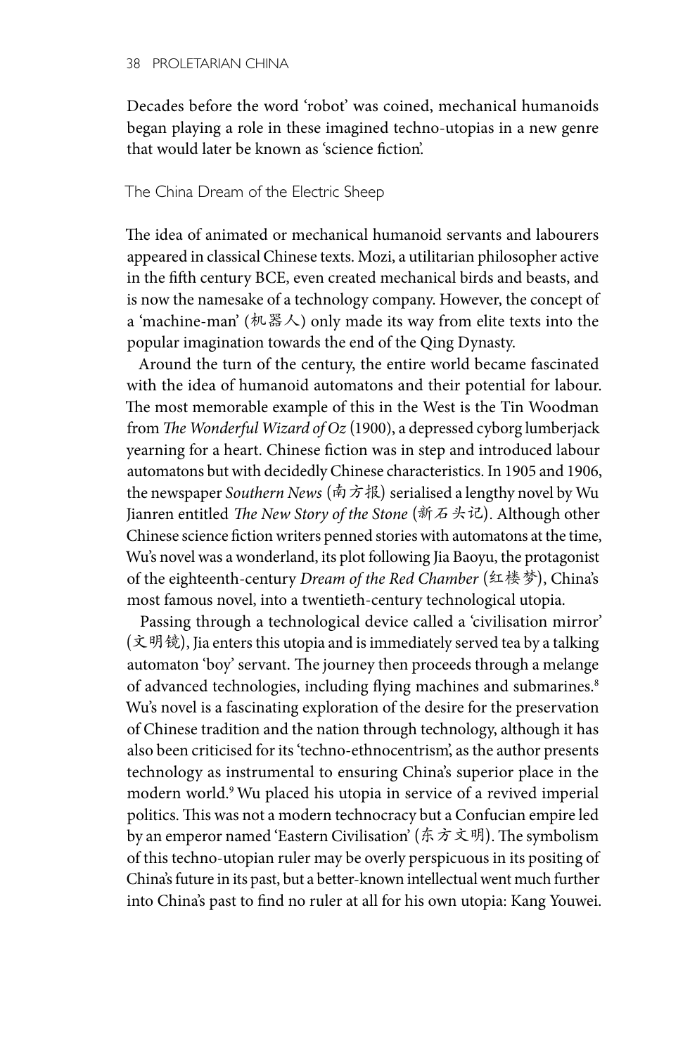Decades before the word 'robot' was coined, mechanical humanoids began playing a role in these imagined techno-utopias in a new genre that would later be known as 'science fiction'.

## The China Dream of the Electric Sheep

The idea of animated or mechanical humanoid servants and labourers appeared in classical Chinese texts. Mozi, a utilitarian philosopher active in the fifth century BCE, even created mechanical birds and beasts, and is now the namesake of a technology company. However, the concept of a 'machine-man' (机器人) only made its way from elite texts into the popular imagination towards the end of the Qing Dynasty.

Around the turn of the century, the entire world became fascinated with the idea of humanoid automatons and their potential for labour. The most memorable example of this in the West is the Tin Woodman from *The Wonderful Wizard of Oz* (1900), a depressed cyborg lumberjack yearning for a heart. Chinese fiction was in step and introduced labour automatons but with decidedly Chinese characteristics. In 1905 and 1906, the newspaper *Southern News* (南方报) serialised a lengthy novel by Wu Jianren entitled *The New Story of the Stone* (新石头记). Although other Chinese science fiction writers penned stories with automatons at the time, Wu's novel was a wonderland, its plot following Jia Baoyu, the protagonist of the eighteenth-century *Dream of the Red Chamber* (红楼梦), China's most famous novel, into a twentieth-century technological utopia.

Passing through a technological device called a 'civilisation mirror' (文明镜), Jia enters this utopia and is immediately served tea by a talking automaton 'boy' servant. The journey then proceeds through a melange of advanced technologies, including flying machines and submarines.[8] Wu's novel is a fascinating exploration of the desire for the preservation of Chinese tradition and the nation through technology, although it has also been criticised for its 'techno-ethnocentrism', as the author presents technology as instrumental to ensuring China's superior place in the modern world.[9] Wu placed his utopia in service of a revived imperial politics. This was not a modern technocracy but a Confucian empire led by an emperor named 'Eastern Civilisation' (东方文明). The symbolism of this techno-utopian ruler may be overly perspicuous in its positing of China's future in its past, but a better-known intellectual went much further into China's past to find no ruler at all for his own utopia: Kang Youwei.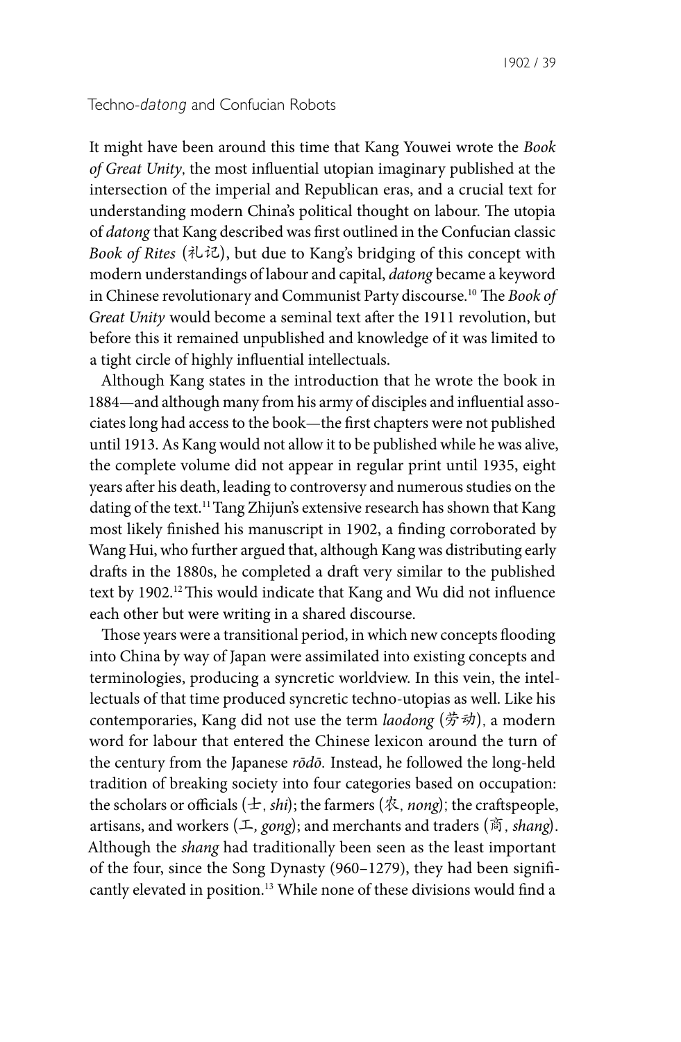## Techno-*datong* and Confucian Robots

It might have been around this time that Kang Youwei wrote the *Book of Great Unity*, the most influential utopian imaginary published at the intersection of the imperial and Republican eras, and a crucial text for understanding modern China's political thought on labour. The utopia of *datong* that Kang described was first outlined in the Confucian classic *Book of Rites* (礼记), but due to Kang's bridging of this concept with modern understandings of labour and capital, *datong* became a keyword in Chinese revolutionary and Communist Party discourse.[10] The *Book of Great Unity* would become a seminal text after the 1911 revolution, but before this it remained unpublished and knowledge of it was limited to a tight circle of highly influential intellectuals.

Although Kang states in the introduction that he wrote the book in 1884—and although many from his army of disciples and influential associates long had access to the book—the first chapters were not published until 1913. As Kang would not allow it to be published while he was alive, the complete volume did not appear in regular print until 1935, eight years after his death, leading to controversy and numerous studies on the dating of the text.[11] Tang Zhijun's extensive research has shown that Kang most likely finished his manuscript in 1902, a finding corroborated by Wang Hui, who further argued that, although Kang was distributing early drafts in the 1880s, he completed a draft very similar to the published text by 1902.[12] This would indicate that Kang and Wu did not influence each other but were writing in a shared discourse.

Those years were a transitional period, in which new concepts flooding into China by way of Japan were assimilated into existing concepts and terminologies, producing a syncretic worldview. In this vein, the intellectuals of that time produced syncretic techno-utopias as well. Like his contemporaries, Kang did not use the term *laodong* (劳动), a modern word for labour that entered the Chinese lexicon around the turn of the century from the Japanese *rōdō*. Instead, he followed the long-held tradition of breaking society into four categories based on occupation: the scholars or officials (士, *shi*); the farmers (农, *nong*); the craftspeople, artisans, and workers (工, *gong*); and merchants and traders (商, *shang*). Although the *shang* had traditionally been seen as the least important of the four, since the Song Dynasty (960–1279), they had been significantly elevated in position.[13] While none of these divisions would find a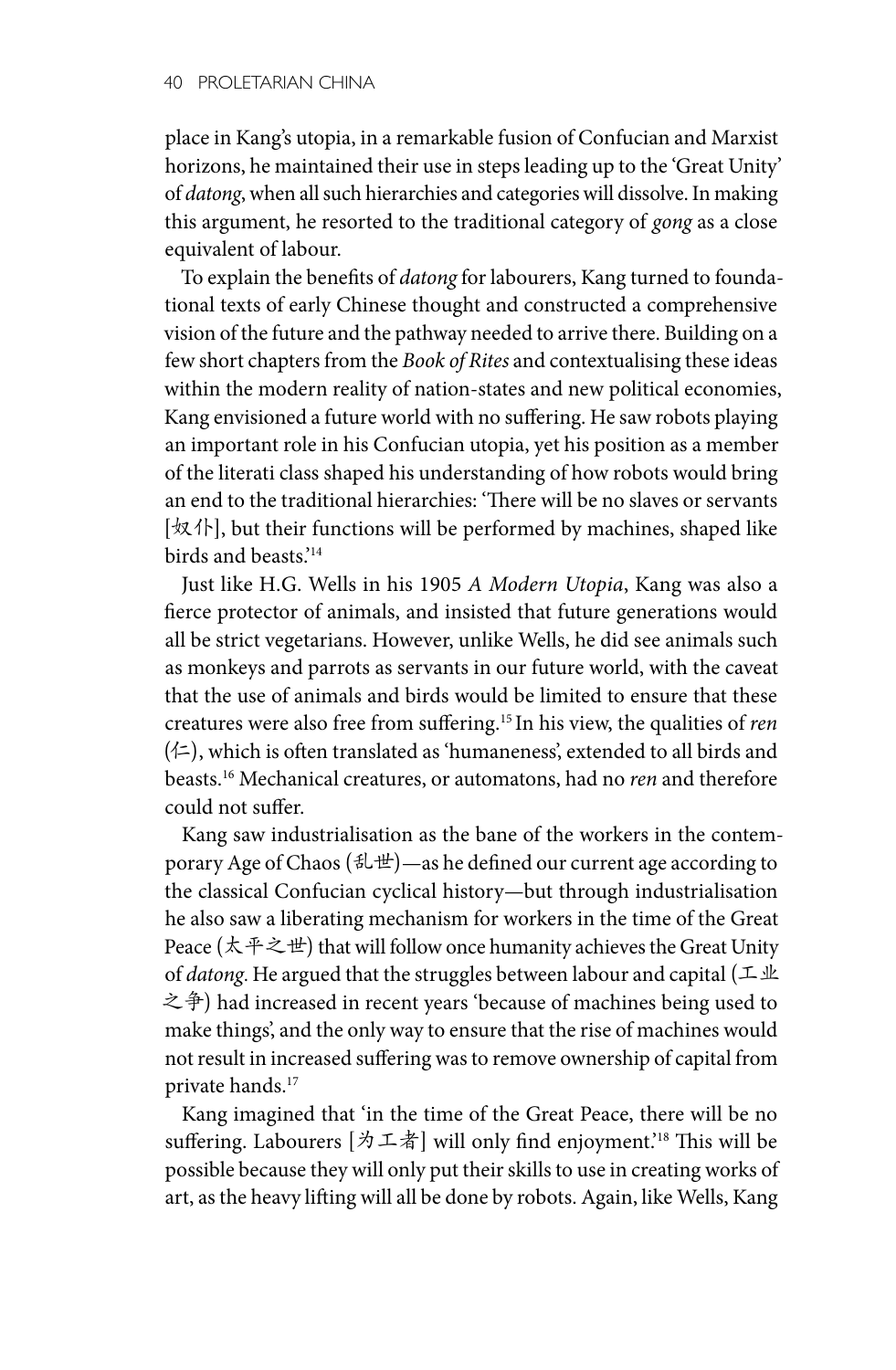place in Kang's utopia, in a remarkable fusion of Confucian and Marxist horizons, he maintained their use in steps leading up to the 'Great Unity' of *datong*, when all such hierarchies and categories will dissolve. In making this argument, he resorted to the traditional category of *gong* as a close equivalent of labour.

To explain the benefits of *datong* for labourers, Kang turned to foundational texts of early Chinese thought and constructed a comprehensive vision of the future and the pathway needed to arrive there. Building on a few short chapters from the *Book of Rites* and contextualising these ideas within the modern reality of nation-states and new political economies, Kang envisioned a future world with no suffering. He saw robots playing an important role in his Confucian utopia, yet his position as a member of the literati class shaped his understanding of how robots would bring an end to the traditional hierarchies: 'There will be no slaves or servants [奴仆], but their functions will be performed by machines, shaped like birds and beasts.'[14]

Just like H.G. Wells in his 1905 *A Modern Utopia*, Kang was also a fierce protector of animals, and insisted that future generations would all be strict vegetarians. However, unlike Wells, he did see animals such as monkeys and parrots as servants in our future world, with the caveat that the use of animals and birds would be limited to ensure that these creatures were also free from suffering.[15] In his view, the qualities of *ren* (仁), which is often translated as 'humaneness', extended to all birds and beasts.[16] Mechanical creatures, or automatons, had no *ren* and therefore could not suffer.

Kang saw industrialisation as the bane of the workers in the contemporary Age of Chaos (乱世)—as he defined our current age according to the classical Confucian cyclical history—but through industrialisation he also saw a liberating mechanism for workers in the time of the Great Peace (太平之世) that will follow once humanity achieves the Great Unity of *datong*. He argued that the struggles between labour and capital (工业之争) had increased in recent years 'because of machines being used to make things', and the only way to ensure that the rise of machines would not result in increased suffering was to remove ownership of capital from private hands.[17]

Kang imagined that 'in the time of the Great Peace, there will be no suffering. Labourers [为工者] will only find enjoyment.'[18] This will be possible because they will only put their skills to use in creating works of art, as the heavy lifting will all be done by robots. Again, like Wells, Kang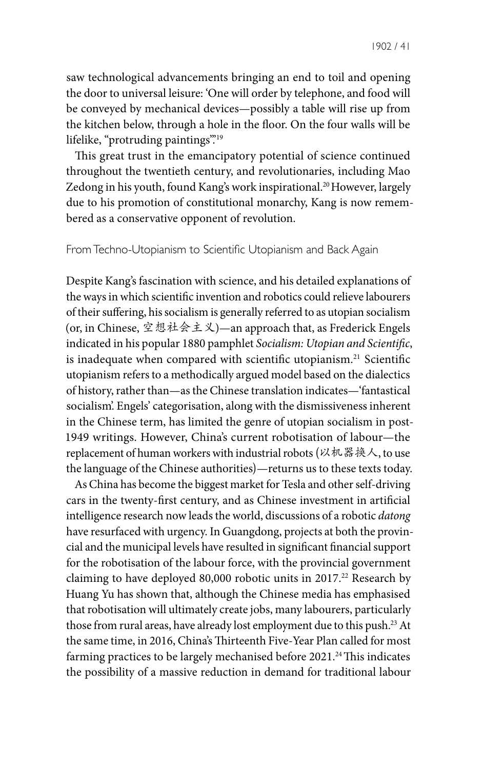saw technological advancements bringing an end to toil and opening the door to universal leisure: 'One will order by telephone, and food will be conveyed by mechanical devices—possibly a table will rise up from the kitchen below, through a hole in the floor. On the four walls will be lifelike, "protruding paintings".'[19]

This great trust in the emancipatory potential of science continued throughout the twentieth century, and revolutionaries, including Mao Zedong in his youth, found Kang's work inspirational.[20] However, largely due to his promotion of constitutional monarchy, Kang is now remembered as a conservative opponent of revolution.

## From Techno-Utopianism to Scientific Utopianism and Back Again

Despite Kang's fascination with science, and his detailed explanations of the ways in which scientific invention and robotics could relieve labourers of their suffering, his socialism is generally referred to as utopian socialism (or, in Chinese, 空想社会主义)—an approach that, as Frederick Engels indicated in his popular 1880 pamphlet *Socialism: Utopian and Scientific*, is inadequate when compared with scientific utopianism.[21] Scientific utopianism refers to a methodically argued model based on the dialectics of history, rather than—as the Chinese translation indicates—'fantastical socialism'. Engels' categorisation, along with the dismissiveness inherent in the Chinese term, has limited the genre of utopian socialism in post-1949 writings. However, China's current robotisation of labour—the replacement of human workers with industrial robots (以机器换人, to use the language of the Chinese authorities)—returns us to these texts today.

As China has become the biggest market for Tesla and other self-driving cars in the twenty-first century, and as Chinese investment in artificial intelligence research now leads the world, discussions of a robotic *datong* have resurfaced with urgency. In Guangdong, projects at both the provincial and the municipal levels have resulted in significant financial support for the robotisation of the labour force, with the provincial government claiming to have deployed 80,000 robotic units in 2017.[22] Research by Huang Yu has shown that, although the Chinese media has emphasised that robotisation will ultimately create jobs, many labourers, particularly those from rural areas, have already lost employment due to this push.[23] At the same time, in 2016, China's Thirteenth Five-Year Plan called for most farming practices to be largely mechanised before 2021.[24] This indicates the possibility of a massive reduction in demand for traditional labour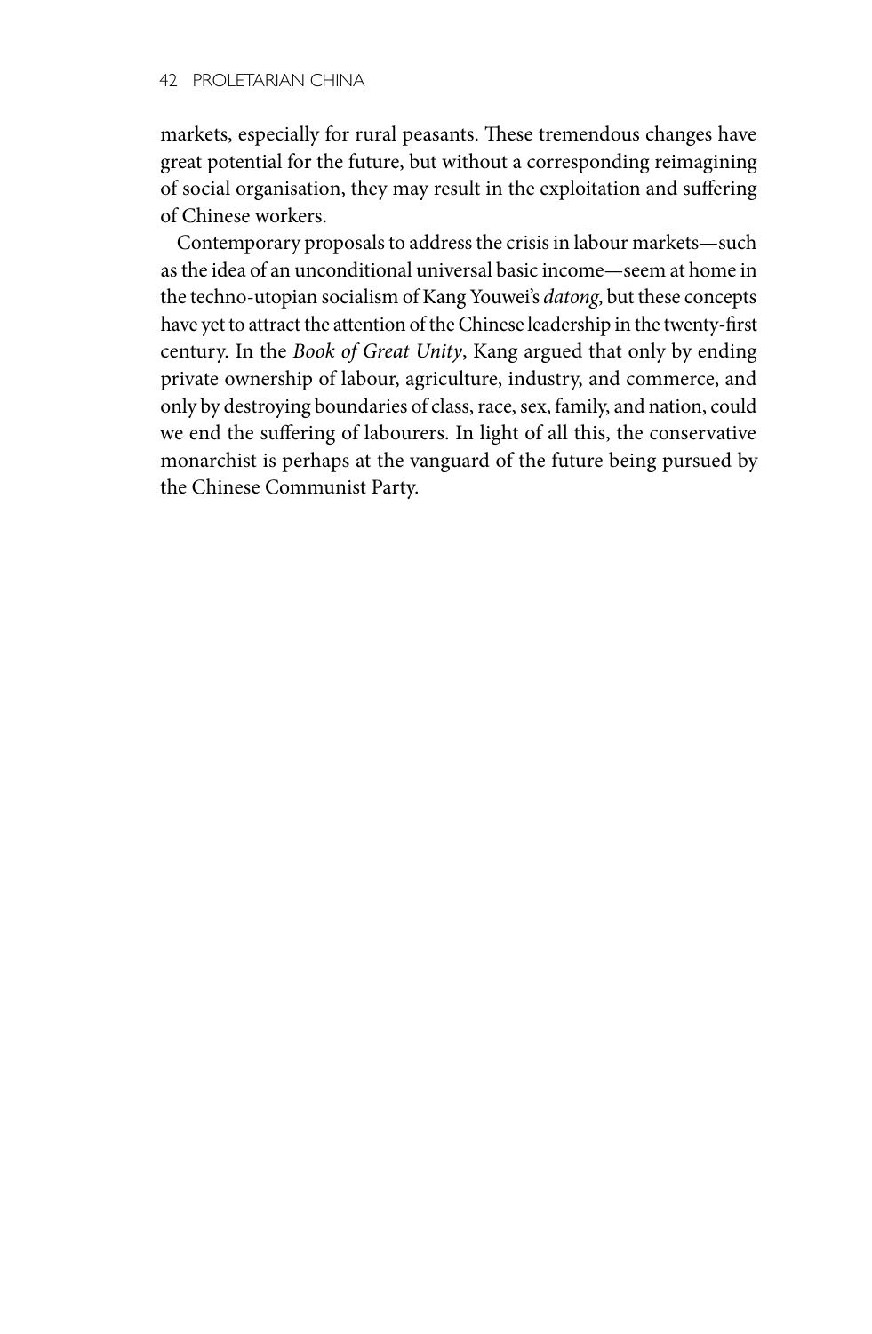markets, especially for rural peasants. These tremendous changes have great potential for the future, but without a corresponding reimagining of social organisation, they may result in the exploitation and suffering of Chinese workers.

Contemporary proposals to address the crisis in labour markets—such as the idea of an unconditional universal basic income—seem at home in the techno-utopian socialism of Kang Youwei's *datong*, but these concepts have yet to attract the attention of the Chinese leadership in the twenty-first century. In the *Book of Great Unity*, Kang argued that only by ending private ownership of labour, agriculture, industry, and commerce, and only by destroying boundaries of class, race, sex, family, and nation, could we end the suffering of labourers. In light of all this, the conservative monarchist is perhaps at the vanguard of the future being pursued by the Chinese Communist Party.